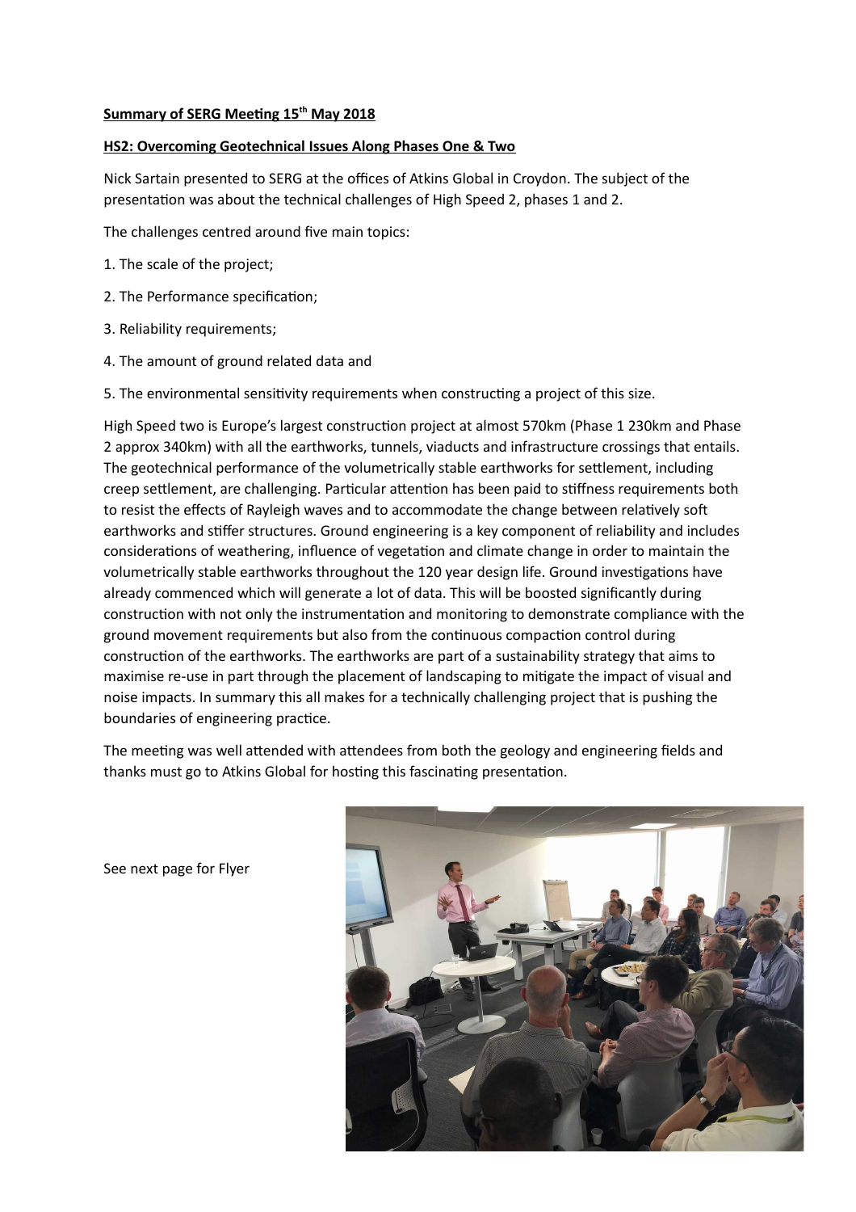**Summary of SERG Meeting 15th May 2018**

**HS2: Overcoming Geotechnical Issues Along Phases One & Two**

Nick Sartain presented to SERG at the offices of Atkins Global in Croydon. The subject of the presentation was about the technical challenges of High Speed 2, phases 1 and 2.

The challenges centred around five main topics:

1. The scale of the project;
2. The Performance specification;
3. Reliability requirements;
4. The amount of ground related data and
5. The environmental sensitivity requirements when constructing a project of this size.

High Speed two is Europe's largest construction project at almost 570km (Phase 1 230km and Phase 2 approx 340km) with all the earthworks, tunnels, viaducts and infrastructure crossings that entails. The geotechnical performance of the volumetrically stable earthworks for settlement, including creep settlement, are challenging. Particular attention has been paid to stiffness requirements both to resist the effects of Rayleigh waves and to accommodate the change between relatively soft earthworks and stiffer structures. Ground engineering is a key component of reliability and includes considerations of weathering, influence of vegetation and climate change in order to maintain the volumetrically stable earthworks throughout the 120 year design life. Ground investigations have already commenced which will generate a lot of data. This will be boosted significantly during construction with not only the instrumentation and monitoring to demonstrate compliance with the ground movement requirements but also from the continuous compaction control during construction of the earthworks. The earthworks are part of a sustainability strategy that aims to maximise re-use in part through the placement of landscaping to mitigate the impact of visual and noise impacts. In summary this all makes for a technically challenging project that is pushing the boundaries of engineering practice.

The meeting was well attended with attendees from both the geology and engineering fields and thanks must go to Atkins Global for hosting this fascinating presentation.

See next page for Flyer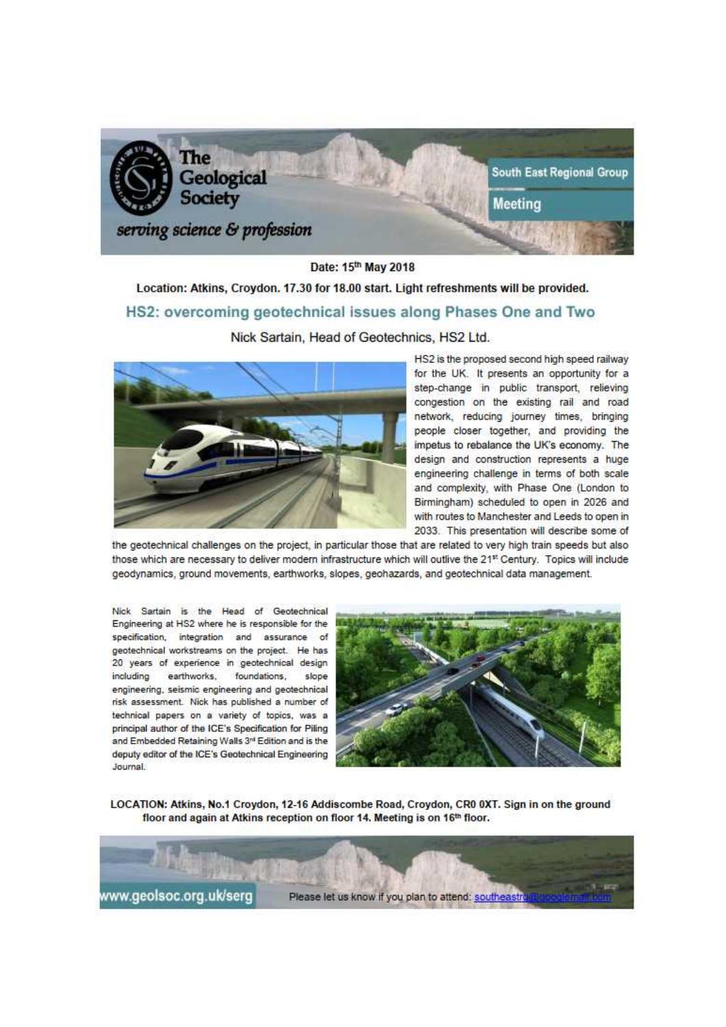The Geological Society

*serving science & profession*

South East Regional Group

Meeting

**Date: 15th May 2018**

**Location: Atkins, Croydon. 17.30 for 18.00 start. Light refreshments will be provided.**

## HS2: overcoming geotechnical issues along Phases One and Two

Nick Sartain, Head of Geotechnics, HS2 Ltd.

HS2 is the proposed second high speed railway for the UK. It presents an opportunity for a step-change in public transport, relieving congestion on the existing rail and road network, reducing journey times, bringing people closer together, and providing the impetus to rebalance the UK's economy. The design and construction represents a huge engineering challenge in terms of both scale and complexity, with Phase One (London to Birmingham) scheduled to open in 2026 and with routes to Manchester and Leeds to open in 2033. This presentation will describe some of the geotechnical challenges on the project, in particular those that are related to very high train speeds but also those which are necessary to deliver modern infrastructure which will outlive the 21st Century. Topics will include geodynamics, ground movements, earthworks, slopes, geohazards, and geotechnical data management.

Nick Sartain is the Head of Geotechnical Engineering at HS2 where he is responsible for the specification, integration and assurance of geotechnical workstreams on the project. He has 20 years of experience in geotechnical design including earthworks, foundations, slope engineering, seismic engineering and geotechnical risk assessment. Nick has published a number of technical papers on a variety of topics, was a principal author of the ICE's Specification for Piling and Embedded Retaining Walls 3rd Edition and is the deputy editor of the ICE's Geotechnical Engineering Journal.

**LOCATION: Atkins, No.1 Croydon, 12-16 Addiscombe Road, Croydon, CR0 0XT. Sign in on the ground floor and again at Atkins reception on floor 14. Meeting is on 16th floor.**

www.geolsoc.org.uk/serg

Please let us know if you plan to attend: southeastrg@googlemail.com